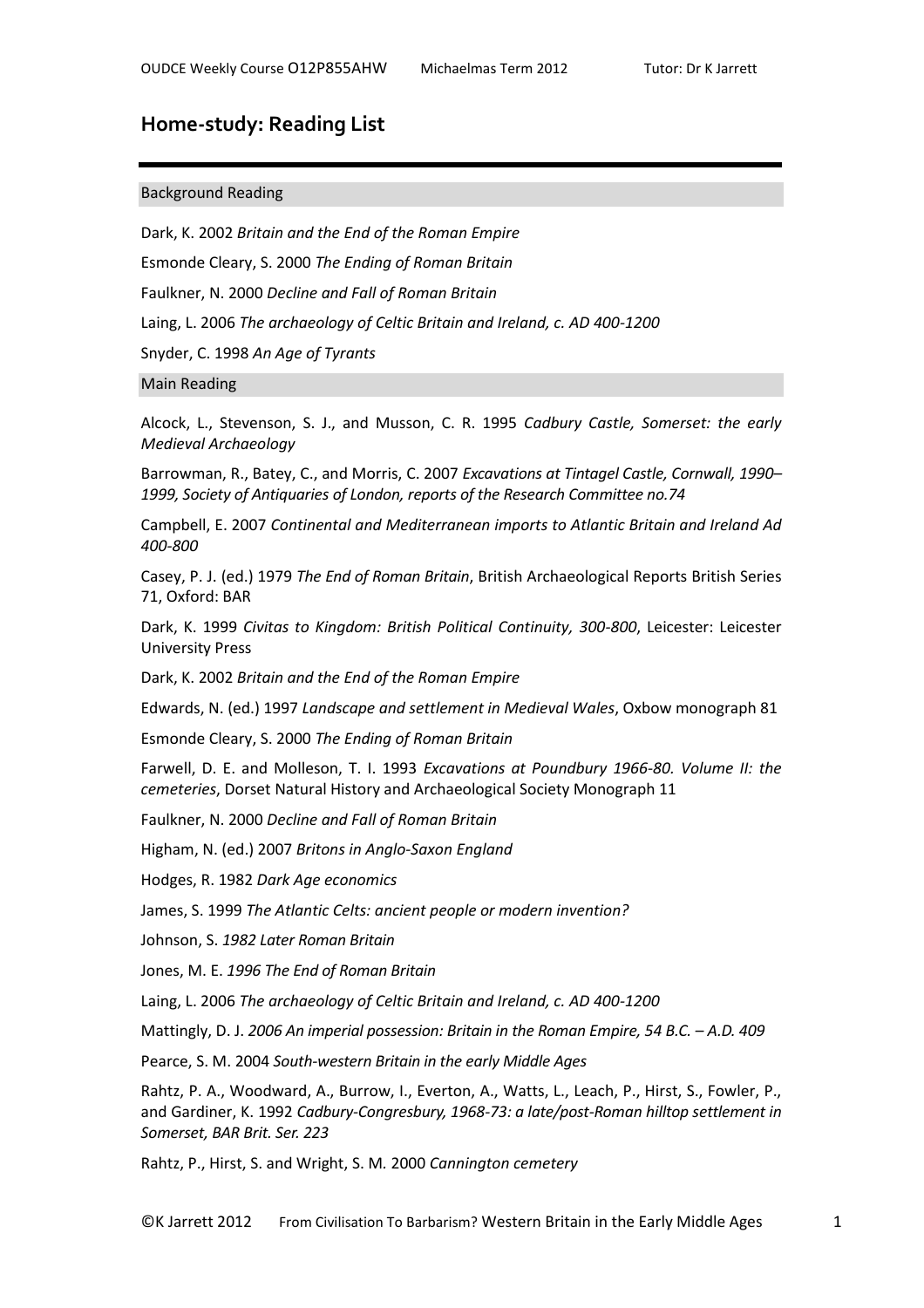## Home-study: Reading List

### Background Reading

Dark, K. 2002 *Britain and the End of the Roman Empire*

Esmonde Cleary, S. 2000 *The Ending of Roman Britain*

Faulkner, N. 2000 *Decline and Fall of Roman Britain*

Laing, L. 2006 *The archaeology of Celtic Britain and Ireland, c. AD 400-1200*

Snyder, C. 1998 *An Age of Tyrants*

### Main Reading

Alcock, L., Stevenson, S. J., and Musson, C. R. 1995 *Cadbury Castle, Somerset: the early Medieval Archaeology*

Barrowman, R., Batey, C., and Morris, C. 2007 *Excavations at Tintagel Castle, Cornwall, 1990–1999, Society of Antiquaries of London, reports of the Research Committee no.74*

Campbell, E. 2007 *Continental and Mediterranean imports to Atlantic Britain and Ireland Ad 400-800*

Casey, P. J. (ed.) 1979 *The End of Roman Britain*, British Archaeological Reports British Series 71, Oxford: BAR

Dark, K. 1999 *Civitas to Kingdom: British Political Continuity, 300-800*, Leicester: Leicester University Press

Dark, K. 2002 *Britain and the End of the Roman Empire*

Edwards, N. (ed.) 1997 *Landscape and settlement in Medieval Wales*, Oxbow monograph 81

Esmonde Cleary, S. 2000 *The Ending of Roman Britain*

Farwell, D. E. and Molleson, T. I. 1993 *Excavations at Poundbury 1966-80. Volume II: the cemeteries*, Dorset Natural History and Archaeological Society Monograph 11

Faulkner, N. 2000 *Decline and Fall of Roman Britain*

Higham, N. (ed.) 2007 *Britons in Anglo-Saxon England*

Hodges, R. 1982 *Dark Age economics*

James, S. 1999 *The Atlantic Celts: ancient people or modern invention?*

Johnson, S. *1982 Later Roman Britain*

Jones, M. E. *1996 The End of Roman Britain*

Laing, L. 2006 *The archaeology of Celtic Britain and Ireland, c. AD 400-1200*

Mattingly, D. J. *2006 An imperial possession: Britain in the Roman Empire, 54 B.C. – A.D. 409*

Pearce, S. M. 2004 *South-western Britain in the early Middle Ages*

Rahtz, P. A., Woodward, A., Burrow, I., Everton, A., Watts, L., Leach, P., Hirst, S., Fowler, P., and Gardiner, K. 1992 *Cadbury-Congresbury, 1968-73: a late/post-Roman hilltop settlement in Somerset, BAR Brit. Ser. 223*

Rahtz, P., Hirst, S. and Wright, S. M. 2000 *Cannington cemetery*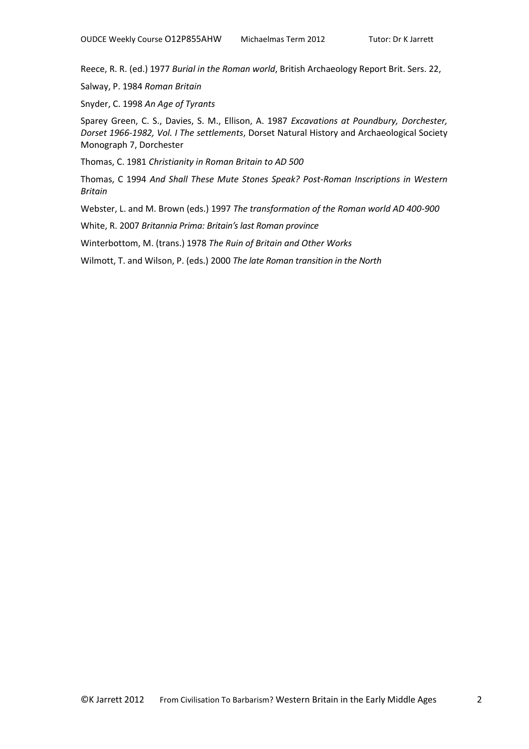Reece, R. R. (ed.) 1977 *Burial in the Roman world*, British Archaeology Report Brit. Sers. 22,

Salway, P. 1984 *Roman Britain*

Snyder, C. 1998 *An Age of Tyrants*

Sparey Green, C. S., Davies, S. M., Ellison, A. 1987 *Excavations at Poundbury, Dorchester, Dorset 1966-1982, Vol. I The settlements*, Dorset Natural History and Archaeological Society Monograph 7, Dorchester

Thomas, C. 1981 *Christianity in Roman Britain to AD 500*

Thomas, C 1994 *And Shall These Mute Stones Speak? Post-Roman Inscriptions in Western Britain*

Webster, L. and M. Brown (eds.) 1997 *The transformation of the Roman world AD 400-900*

White, R. 2007 *Britannia Prima: Britain's last Roman province*

Winterbottom, M. (trans.) 1978 *The Ruin of Britain and Other Works*

Wilmott, T. and Wilson, P. (eds.) 2000 *The late Roman transition in the North*